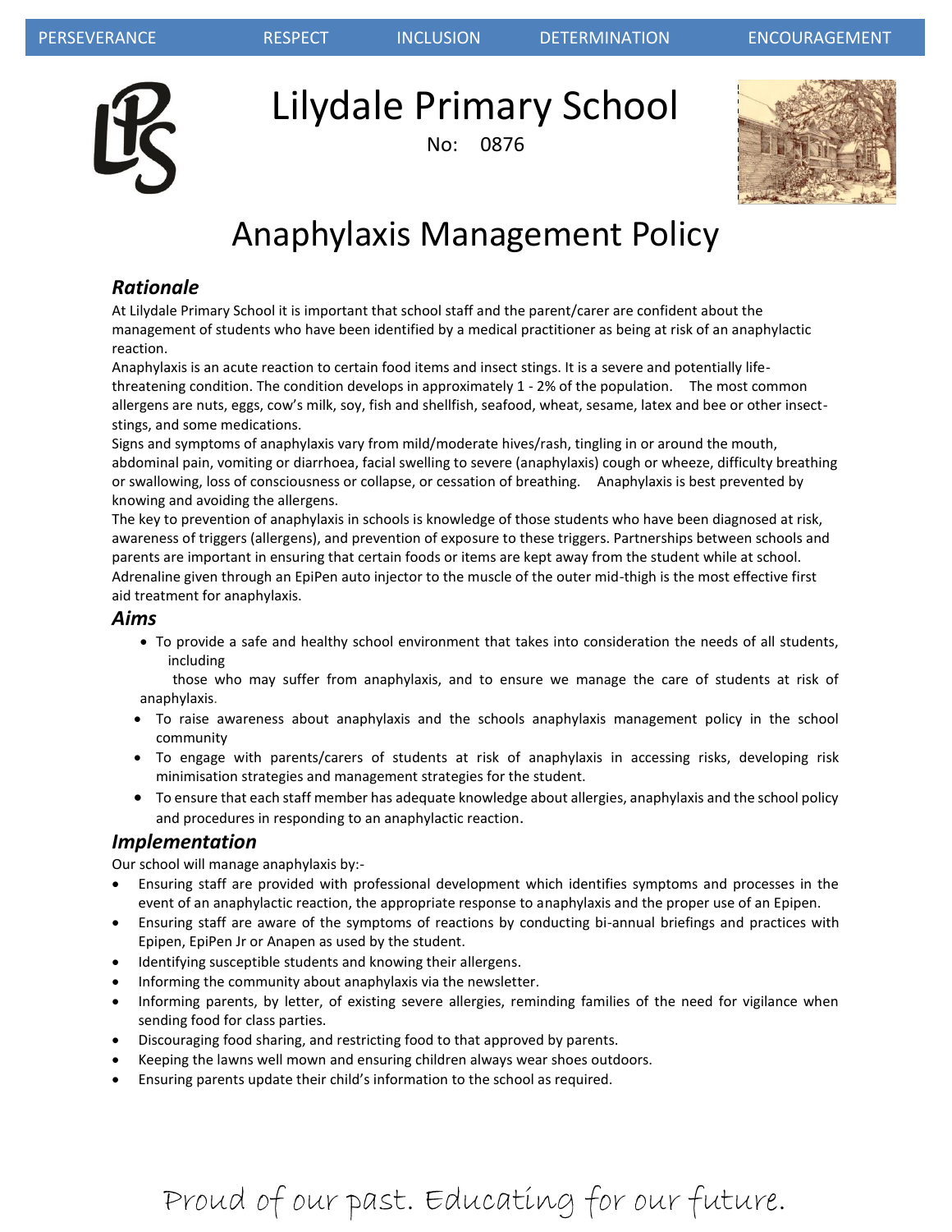PERSEVERANCE RESPECT INCLUSION DETERMINATION ENCOURAGEMENT

# Lilydale Primary School

No: 0876

# Anaphylaxis Management Policy

## *Rationale*

At Lilydale Primary School it is important that school staff and the parent/carer are confident about the management of students who have been identified by a medical practitioner as being at risk of an anaphylactic reaction.

Anaphylaxis is an acute reaction to certain food items and insect stings. It is a severe and potentially life-threatening condition. The condition develops in approximately 1 - 2% of the population. The most common allergens are nuts, eggs, cow's milk, soy, fish and shellfish, seafood, wheat, sesame, latex and bee or other insect-stings, and some medications.

Signs and symptoms of anaphylaxis vary from mild/moderate hives/rash, tingling in or around the mouth, abdominal pain, vomiting or diarrhoea, facial swelling to severe (anaphylaxis) cough or wheeze, difficulty breathing or swallowing, loss of consciousness or collapse, or cessation of breathing. Anaphylaxis is best prevented by knowing and avoiding the allergens.

The key to prevention of anaphylaxis in schools is knowledge of those students who have been diagnosed at risk, awareness of triggers (allergens), and prevention of exposure to these triggers. Partnerships between schools and parents are important in ensuring that certain foods or items are kept away from the student while at school.

Adrenaline given through an EpiPen auto injector to the muscle of the outer mid-thigh is the most effective first aid treatment for anaphylaxis.

## *Aims*

- To provide a safe and healthy school environment that takes into consideration the needs of all students, including those who may suffer from anaphylaxis, and to ensure we manage the care of students at risk of anaphylaxis.
- To raise awareness about anaphylaxis and the schools anaphylaxis management policy in the school community
- To engage with parents/carers of students at risk of anaphylaxis in accessing risks, developing risk minimisation strategies and management strategies for the student.
- To ensure that each staff member has adequate knowledge about allergies, anaphylaxis and the school policy and procedures in responding to an anaphylactic reaction.

## *Implementation*

Our school will manage anaphylaxis by:-

- Ensuring staff are provided with professional development which identifies symptoms and processes in the event of an anaphylactic reaction, the appropriate response to anaphylaxis and the proper use of an Epipen.
- Ensuring staff are aware of the symptoms of reactions by conducting bi-annual briefings and practices with Epipen, EpiPen Jr or Anapen as used by the student.
- Identifying susceptible students and knowing their allergens.
- Informing the community about anaphylaxis via the newsletter.
- Informing parents, by letter, of existing severe allergies, reminding families of the need for vigilance when sending food for class parties.
- Discouraging food sharing, and restricting food to that approved by parents.
- Keeping the lawns well mown and ensuring children always wear shoes outdoors.
- Ensuring parents update their child's information to the school as required.

Proud of our past. Educating for our future.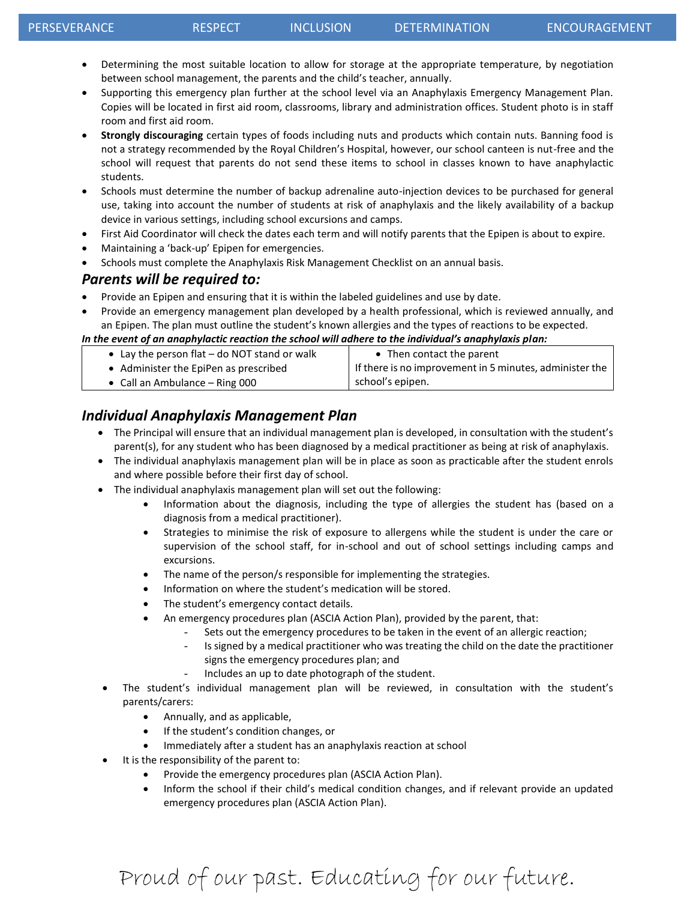- Determining the most suitable location to allow for storage at the appropriate temperature, by negotiation between school management, the parents and the child's teacher, annually.
- Supporting this emergency plan further at the school level via an Anaphylaxis Emergency Management Plan. Copies will be located in first aid room, classrooms, library and administration offices. Student photo is in staff room and first aid room.
- **Strongly discouraging** certain types of foods including nuts and products which contain nuts. Banning food is not a strategy recommended by the Royal Children's Hospital, however, our school canteen is nut-free and the school will request that parents do not send these items to school in classes known to have anaphylactic students.
- Schools must determine the number of backup adrenaline auto-injection devices to be purchased for general use, taking into account the number of students at risk of anaphylaxis and the likely availability of a backup device in various settings, including school excursions and camps.
- First Aid Coordinator will check the dates each term and will notify parents that the Epipen is about to expire.
- Maintaining a 'back-up' Epipen for emergencies.
- Schools must complete the Anaphylaxis Risk Management Checklist on an annual basis.

## *Parents will be required to:*

- Provide an Epipen and ensuring that it is within the labeled guidelines and use by date.
- Provide an emergency management plan developed by a health professional, which is reviewed annually, and an Epipen. The plan must outline the student's known allergies and the types of reactions to be expected.

***In the event of an anaphylactic reaction the school will adhere to the individual's anaphylaxis plan:***

| | |
|---|---|
| • Lay the person flat – do NOT stand or walk<br>• Administer the EpiPen as prescribed<br>• Call an Ambulance – Ring 000 | • Then contact the parent<br>If there is no improvement in 5 minutes, administer the school's epipen. |

## *Individual Anaphylaxis Management Plan*

- The Principal will ensure that an individual management plan is developed, in consultation with the student's parent(s), for any student who has been diagnosed by a medical practitioner as being at risk of anaphylaxis.
- The individual anaphylaxis management plan will be in place as soon as practicable after the student enrols and where possible before their first day of school.
- The individual anaphylaxis management plan will set out the following:
    - Information about the diagnosis, including the type of allergies the student has (based on a diagnosis from a medical practitioner).
    - Strategies to minimise the risk of exposure to allergens while the student is under the care or supervision of the school staff, for in-school and out of school settings including camps and excursions.
    - The name of the person/s responsible for implementing the strategies.
    - Information on where the student's medication will be stored.
    - The student's emergency contact details.
    - An emergency procedures plan (ASCIA Action Plan), provided by the parent, that:
        - Sets out the emergency procedures to be taken in the event of an allergic reaction;
        - Is signed by a medical practitioner who was treating the child on the date the practitioner signs the emergency procedures plan; and
        - Includes an up to date photograph of the student.
- The student's individual management plan will be reviewed, in consultation with the student's parents/carers:
    - Annually, and as applicable,
    - If the student's condition changes, or
    - Immediately after a student has an anaphylaxis reaction at school
- It is the responsibility of the parent to:
    - Provide the emergency procedures plan (ASCIA Action Plan).
    - Inform the school if their child's medical condition changes, and if relevant provide an updated emergency procedures plan (ASCIA Action Plan).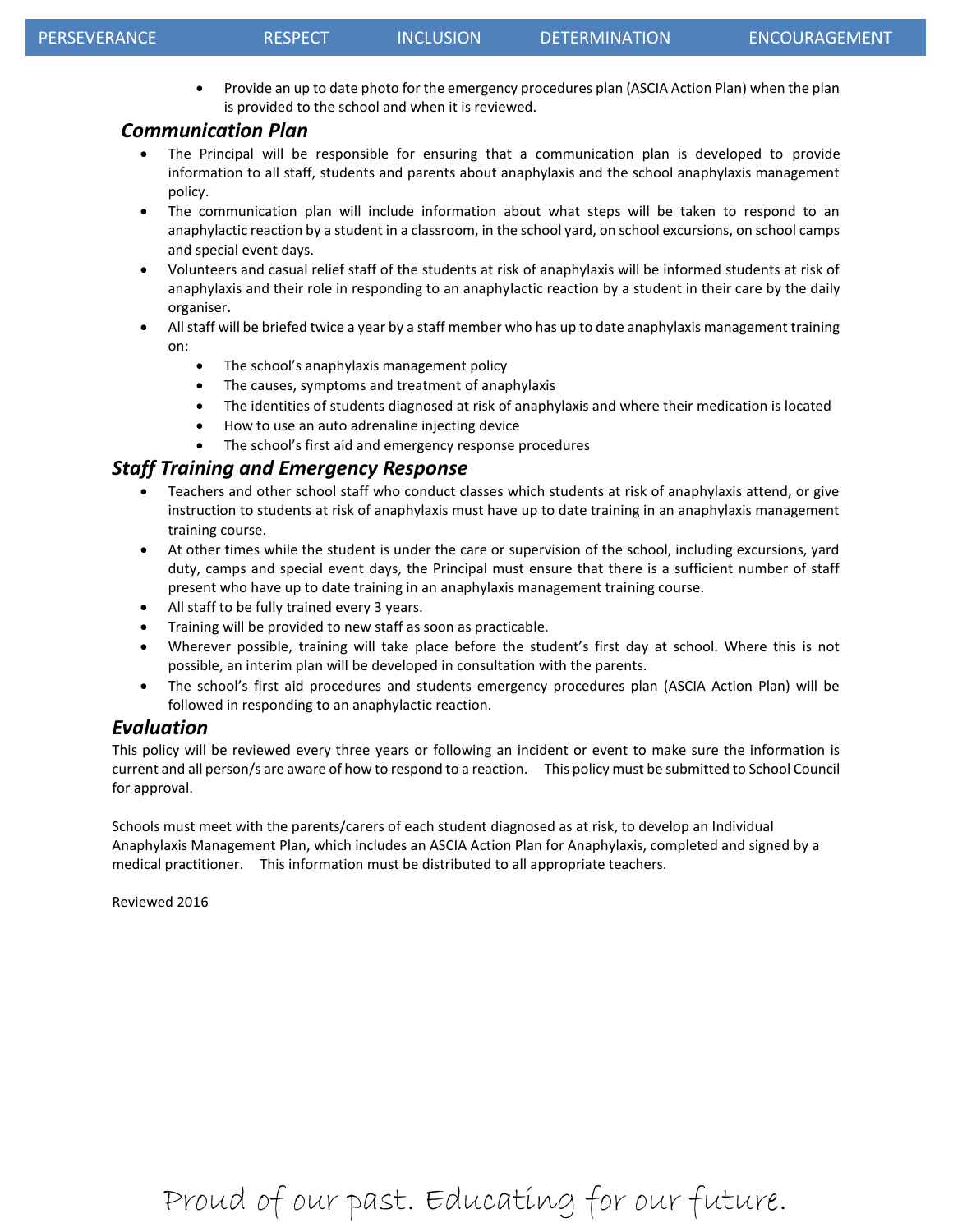- Provide an up to date photo for the emergency procedures plan (ASCIA Action Plan) when the plan is provided to the school and when it is reviewed.

## Communication Plan

- The Principal will be responsible for ensuring that a communication plan is developed to provide information to all staff, students and parents about anaphylaxis and the school anaphylaxis management policy.
- The communication plan will include information about what steps will be taken to respond to an anaphylactic reaction by a student in a classroom, in the school yard, on school excursions, on school camps and special event days.
- Volunteers and casual relief staff of the students at risk of anaphylaxis will be informed students at risk of anaphylaxis and their role in responding to an anaphylactic reaction by a student in their care by the daily organiser.
- All staff will be briefed twice a year by a staff member who has up to date anaphylaxis management training on:
  - The school's anaphylaxis management policy
  - The causes, symptoms and treatment of anaphylaxis
  - The identities of students diagnosed at risk of anaphylaxis and where their medication is located
  - How to use an auto adrenaline injecting device
  - The school's first aid and emergency response procedures

## Staff Training and Emergency Response

- Teachers and other school staff who conduct classes which students at risk of anaphylaxis attend, or give instruction to students at risk of anaphylaxis must have up to date training in an anaphylaxis management training course.
- At other times while the student is under the care or supervision of the school, including excursions, yard duty, camps and special event days, the Principal must ensure that there is a sufficient number of staff present who have up to date training in an anaphylaxis management training course.
- All staff to be fully trained every 3 years.
- Training will be provided to new staff as soon as practicable.
- Wherever possible, training will take place before the student's first day at school. Where this is not possible, an interim plan will be developed in consultation with the parents.
- The school's first aid procedures and students emergency procedures plan (ASCIA Action Plan) will be followed in responding to an anaphylactic reaction.

## Evaluation

This policy will be reviewed every three years or following an incident or event to make sure the information is current and all person/s are aware of how to respond to a reaction. This policy must be submitted to School Council for approval.

Schools must meet with the parents/carers of each student diagnosed as at risk, to develop an Individual Anaphylaxis Management Plan, which includes an ASCIA Action Plan for Anaphylaxis, completed and signed by a medical practitioner. This information must be distributed to all appropriate teachers.

Reviewed 2016